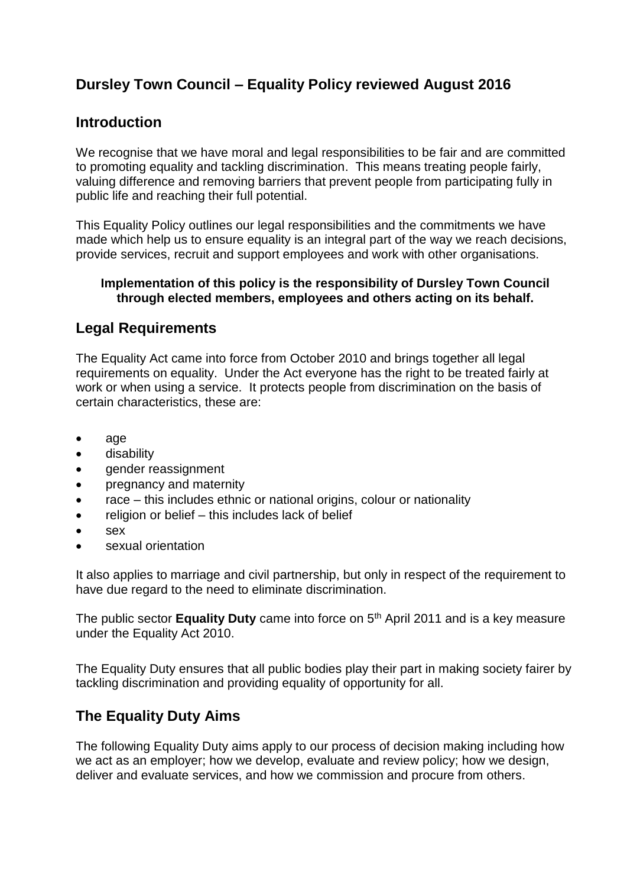## Dursley Town Council – Equality Policy reviewed August 2016

## Introduction

We recognise that we have moral and legal responsibilities to be fair and are committed to promoting equality and tackling discrimination. This means treating people fairly, valuing difference and removing barriers that prevent people from participating fully in public life and reaching their full potential.

This Equality Policy outlines our legal responsibilities and the commitments we have made which help us to ensure equality is an integral part of the way we reach decisions, provide services, recruit and support employees and work with other organisations.

**Implementation of this policy is the responsibility of Dursley Town Council through elected members, employees and others acting on its behalf.**

## Legal Requirements

The Equality Act came into force from October 2010 and brings together all legal requirements on equality. Under the Act everyone has the right to be treated fairly at work or when using a service. It protects people from discrimination on the basis of certain characteristics, these are:

- age
- disability
- gender reassignment
- pregnancy and maternity
- race – this includes ethnic or national origins, colour or nationality
- religion or belief – this includes lack of belief
- sex
- sexual orientation

It also applies to marriage and civil partnership, but only in respect of the requirement to have due regard to the need to eliminate discrimination.

The public sector **Equality Duty** came into force on 5th April 2011 and is a key measure under the Equality Act 2010.

The Equality Duty ensures that all public bodies play their part in making society fairer by tackling discrimination and providing equality of opportunity for all.

## The Equality Duty Aims

The following Equality Duty aims apply to our process of decision making including how we act as an employer; how we develop, evaluate and review policy; how we design, deliver and evaluate services, and how we commission and procure from others.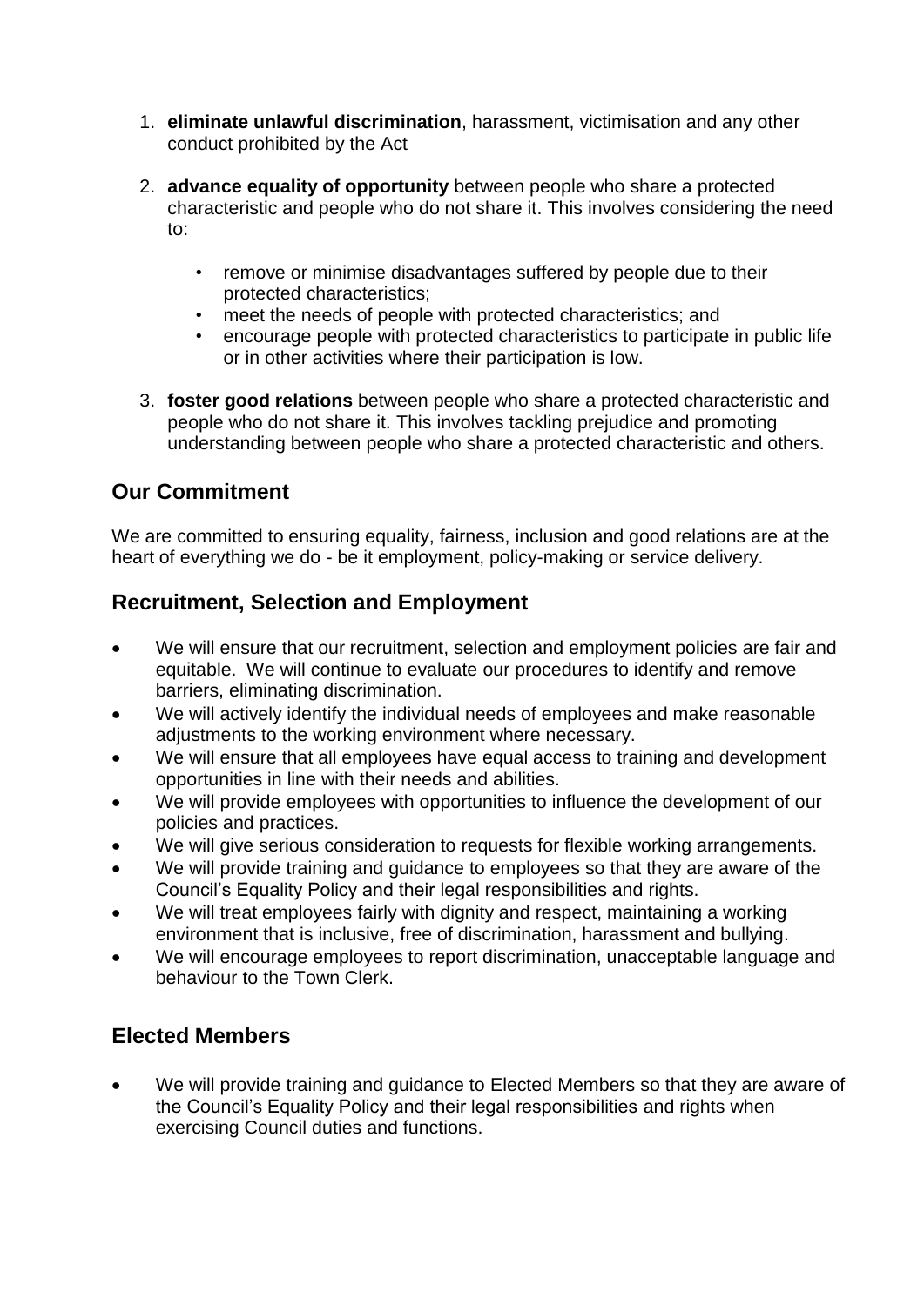1. **eliminate unlawful discrimination**, harassment, victimisation and any other conduct prohibited by the Act

2. **advance equality of opportunity** between people who share a protected characteristic and people who do not share it. This involves considering the need to:

    - remove or minimise disadvantages suffered by people due to their protected characteristics;
    - meet the needs of people with protected characteristics; and
    - encourage people with protected characteristics to participate in public life or in other activities where their participation is low.

3. **foster good relations** between people who share a protected characteristic and people who do not share it. This involves tackling prejudice and promoting understanding between people who share a protected characteristic and others.

## Our Commitment

We are committed to ensuring equality, fairness, inclusion and good relations are at the heart of everything we do - be it employment, policy-making or service delivery.

## Recruitment, Selection and Employment

- We will ensure that our recruitment, selection and employment policies are fair and equitable. We will continue to evaluate our procedures to identify and remove barriers, eliminating discrimination.
- We will actively identify the individual needs of employees and make reasonable adjustments to the working environment where necessary.
- We will ensure that all employees have equal access to training and development opportunities in line with their needs and abilities.
- We will provide employees with opportunities to influence the development of our policies and practices.
- We will give serious consideration to requests for flexible working arrangements.
- We will provide training and guidance to employees so that they are aware of the Council's Equality Policy and their legal responsibilities and rights.
- We will treat employees fairly with dignity and respect, maintaining a working environment that is inclusive, free of discrimination, harassment and bullying.
- We will encourage employees to report discrimination, unacceptable language and behaviour to the Town Clerk.

## Elected Members

- We will provide training and guidance to Elected Members so that they are aware of the Council's Equality Policy and their legal responsibilities and rights when exercising Council duties and functions.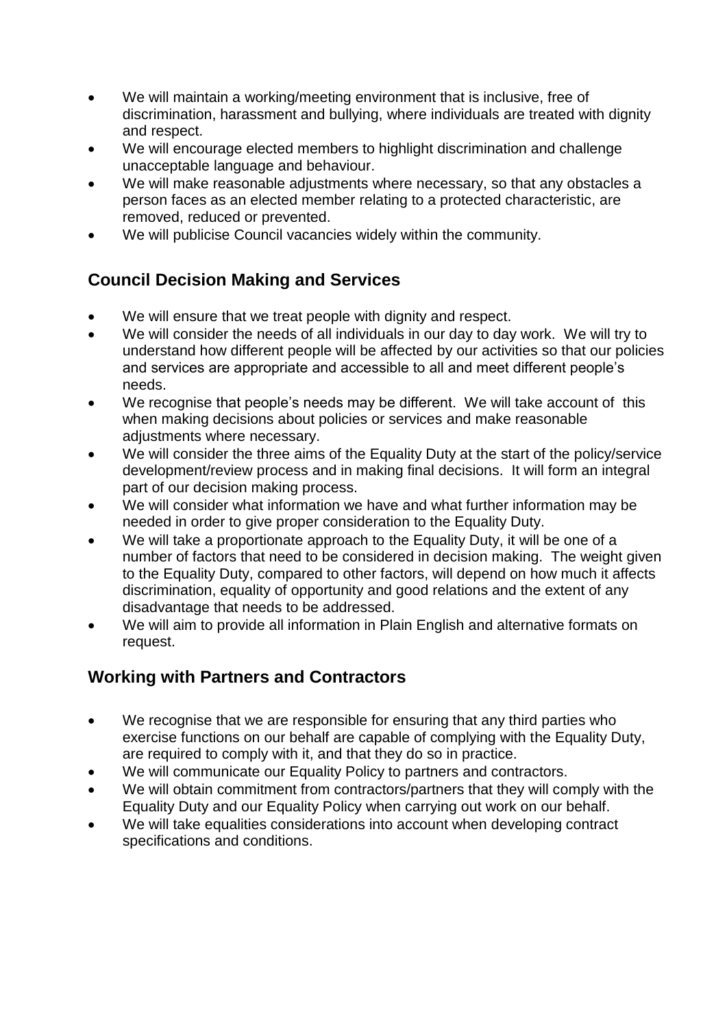- We will maintain a working/meeting environment that is inclusive, free of discrimination, harassment and bullying, where individuals are treated with dignity and respect.
- We will encourage elected members to highlight discrimination and challenge unacceptable language and behaviour.
- We will make reasonable adjustments where necessary, so that any obstacles a person faces as an elected member relating to a protected characteristic, are removed, reduced or prevented.
- We will publicise Council vacancies widely within the community.

## Council Decision Making and Services

- We will ensure that we treat people with dignity and respect.
- We will consider the needs of all individuals in our day to day work. We will try to understand how different people will be affected by our activities so that our policies and services are appropriate and accessible to all and meet different people's needs.
- We recognise that people's needs may be different. We will take account of this when making decisions about policies or services and make reasonable adjustments where necessary.
- We will consider the three aims of the Equality Duty at the start of the policy/service development/review process and in making final decisions. It will form an integral part of our decision making process.
- We will consider what information we have and what further information may be needed in order to give proper consideration to the Equality Duty.
- We will take a proportionate approach to the Equality Duty, it will be one of a number of factors that need to be considered in decision making. The weight given to the Equality Duty, compared to other factors, will depend on how much it affects discrimination, equality of opportunity and good relations and the extent of any disadvantage that needs to be addressed.
- We will aim to provide all information in Plain English and alternative formats on request.

## Working with Partners and Contractors

- We recognise that we are responsible for ensuring that any third parties who exercise functions on our behalf are capable of complying with the Equality Duty, are required to comply with it, and that they do so in practice.
- We will communicate our Equality Policy to partners and contractors.
- We will obtain commitment from contractors/partners that they will comply with the Equality Duty and our Equality Policy when carrying out work on our behalf.
- We will take equalities considerations into account when developing contract specifications and conditions.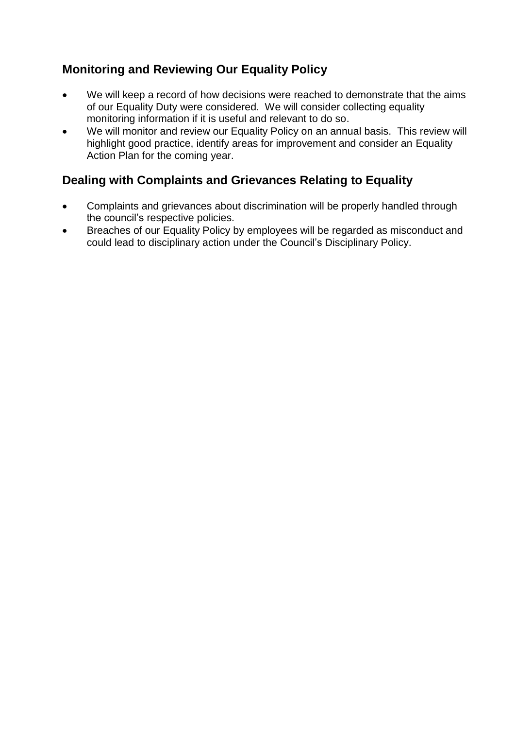## Monitoring and Reviewing Our Equality Policy

- We will keep a record of how decisions were reached to demonstrate that the aims of our Equality Duty were considered. We will consider collecting equality monitoring information if it is useful and relevant to do so.
- We will monitor and review our Equality Policy on an annual basis. This review will highlight good practice, identify areas for improvement and consider an Equality Action Plan for the coming year.

## Dealing with Complaints and Grievances Relating to Equality

- Complaints and grievances about discrimination will be properly handled through the council's respective policies.
- Breaches of our Equality Policy by employees will be regarded as misconduct and could lead to disciplinary action under the Council's Disciplinary Policy.